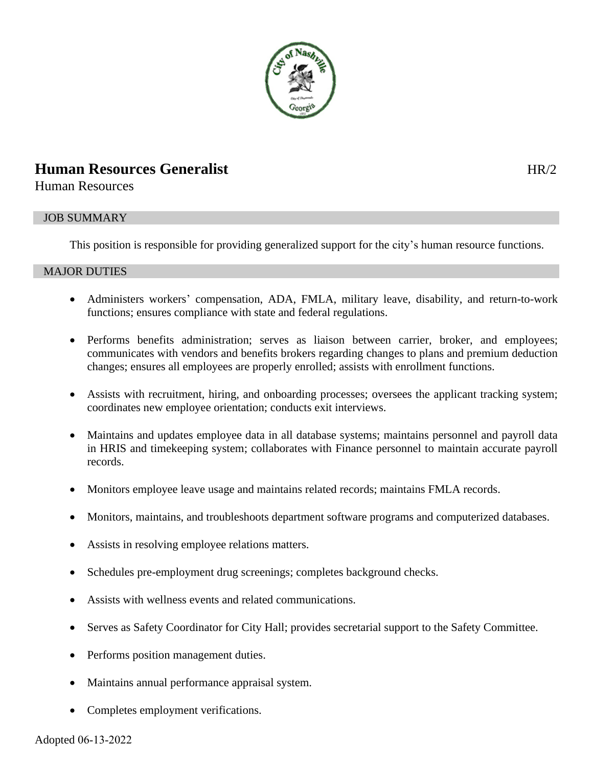# Human Resources Generalist

HR/2

Human Resources

## JOB SUMMARY

This position is responsible for providing generalized support for the city's human resource functions.

## MAJOR DUTIES

- Administers workers' compensation, ADA, FMLA, military leave, disability, and return-to-work functions; ensures compliance with state and federal regulations.
- Performs benefits administration; serves as liaison between carrier, broker, and employees; communicates with vendors and benefits brokers regarding changes to plans and premium deduction changes; ensures all employees are properly enrolled; assists with enrollment functions.
- Assists with recruitment, hiring, and onboarding processes; oversees the applicant tracking system; coordinates new employee orientation; conducts exit interviews.
- Maintains and updates employee data in all database systems; maintains personnel and payroll data in HRIS and timekeeping system; collaborates with Finance personnel to maintain accurate payroll records.
- Monitors employee leave usage and maintains related records; maintains FMLA records.
- Monitors, maintains, and troubleshoots department software programs and computerized databases.
- Assists in resolving employee relations matters.
- Schedules pre-employment drug screenings; completes background checks.
- Assists with wellness events and related communications.
- Serves as Safety Coordinator for City Hall; provides secretarial support to the Safety Committee.
- Performs position management duties.
- Maintains annual performance appraisal system.
- Completes employment verifications.

Adopted 06-13-2022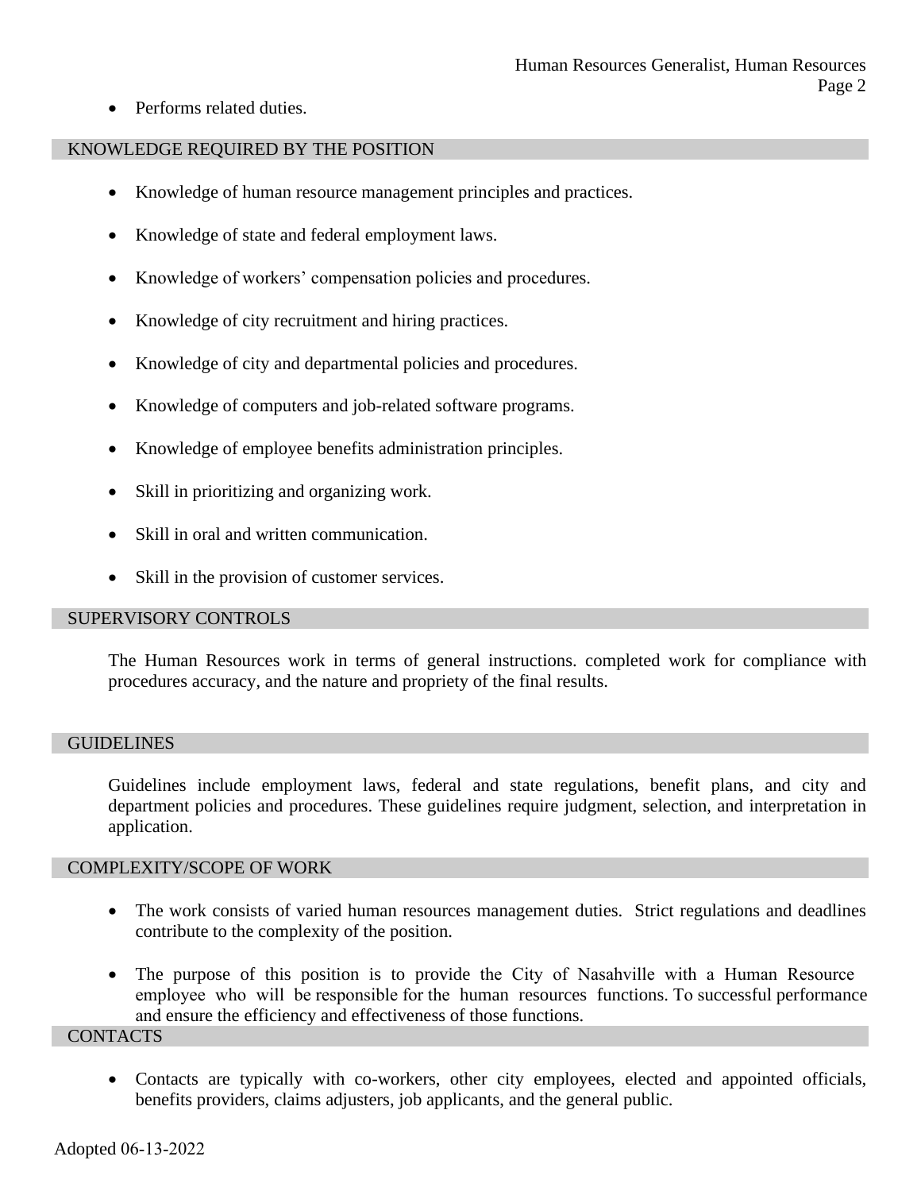- Performs related duties.

## KNOWLEDGE REQUIRED BY THE POSITION

- Knowledge of human resource management principles and practices.
- Knowledge of state and federal employment laws.
- Knowledge of workers' compensation policies and procedures.
- Knowledge of city recruitment and hiring practices.
- Knowledge of city and departmental policies and procedures.
- Knowledge of computers and job-related software programs.
- Knowledge of employee benefits administration principles.
- Skill in prioritizing and organizing work.
- Skill in oral and written communication.
- Skill in the provision of customer services.

## SUPERVISORY CONTROLS

The Human Resources work in terms of general instructions. completed work for compliance with procedures accuracy, and the nature and propriety of the final results.

## GUIDELINES

Guidelines include employment laws, federal and state regulations, benefit plans, and city and department policies and procedures. These guidelines require judgment, selection, and interpretation in application.

## COMPLEXITY/SCOPE OF WORK

- The work consists of varied human resources management duties. Strict regulations and deadlines contribute to the complexity of the position.
- The purpose of this position is to provide the City of Nasahville with a Human Resource employee who will be responsible for the human resources functions. To successful performance and ensure the efficiency and effectiveness of those functions.

## CONTACTS

- Contacts are typically with co-workers, other city employees, elected and appointed officials, benefits providers, claims adjusters, job applicants, and the general public.

Adopted 06-13-2022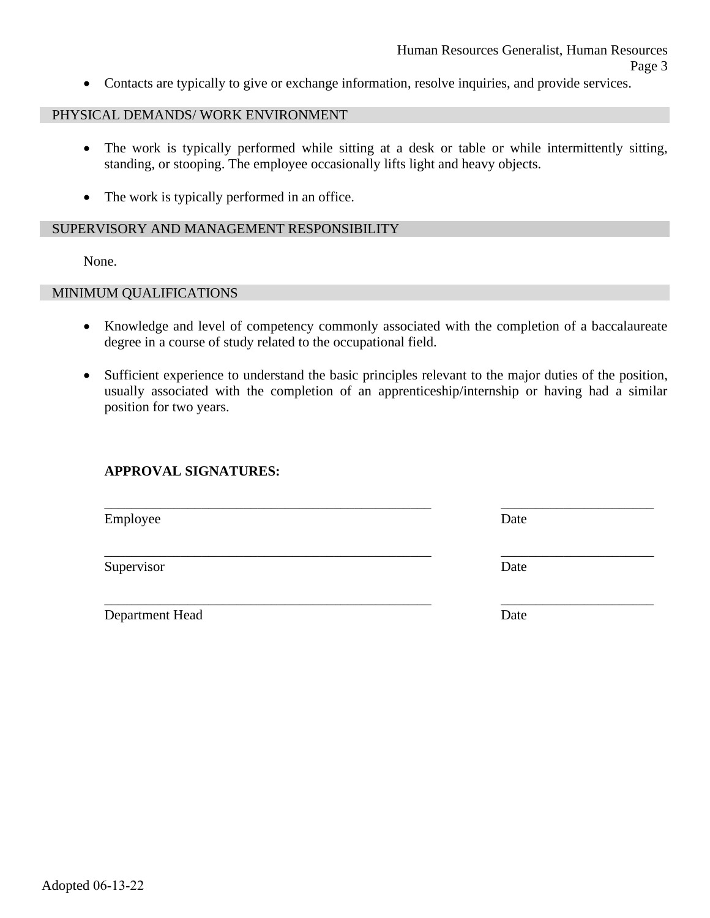- Contacts are typically to give or exchange information, resolve inquiries, and provide services.

## PHYSICAL DEMANDS/ WORK ENVIRONMENT

- The work is typically performed while sitting at a desk or table or while intermittently sitting, standing, or stooping. The employee occasionally lifts light and heavy objects.

- The work is typically performed in an office.

## SUPERVISORY AND MANAGEMENT RESPONSIBILITY

None.

## MINIMUM QUALIFICATIONS

- Knowledge and level of competency commonly associated with the completion of a baccalaureate degree in a course of study related to the occupational field.

- Sufficient experience to understand the basic principles relevant to the major duties of the position, usually associated with the completion of an apprenticeship/internship or having had a similar position for two years.

**APPROVAL SIGNATURES:**

| | |
|---|---|
| _________________________________________________ | ______________________ |
| Employee | Date |
| _________________________________________________ | ______________________ |
| Supervisor | Date |
| _________________________________________________ | ______________________ |
| Department Head | Date |

Adopted 06-13-22